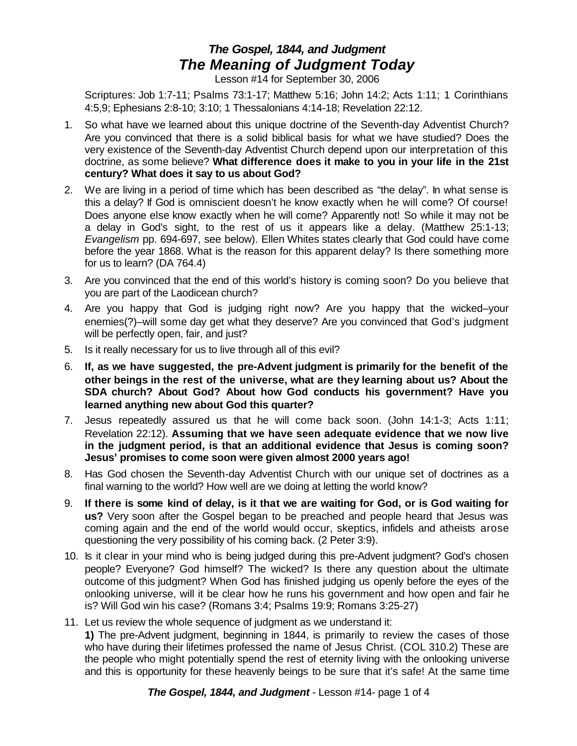# *The Gospel, 1844, and Judgment*
## *The Meaning of Judgment Today*

Lesson #14 for September 30, 2006

Scriptures: Job 1:7-11; Psalms 73:1-17; Matthew 5:16; John 14:2; Acts 1:11; 1 Corinthians 4:5,9; Ephesians 2:8-10; 3:10; 1 Thessalonians 4:14-18; Revelation 22:12.

1. So what have we learned about this unique doctrine of the Seventh-day Adventist Church? Are you convinced that there is a solid biblical basis for what we have studied? Does the very existence of the Seventh-day Adventist Church depend upon our interpretation of this doctrine, as some believe? **What difference does it make to you in your life in the 21st century? What does it say to us about God?**

2. We are living in a period of time which has been described as "the delay". In what sense is this a delay? If God is omniscient doesn't he know exactly when he will come? Of course! Does anyone else know exactly when he will come? Apparently not! So while it may not be a delay in God's sight, to the rest of us it appears like a delay. (Matthew 25:1-13; *Evangelism* pp. 694-697, see below). Ellen Whites states clearly that God could have come before the year 1868. What is the reason for this apparent delay? Is there something more for us to learn? (DA 764.4)

3. Are you convinced that the end of this world's history is coming soon? Do you believe that you are part of the Laodicean church?

4. Are you happy that God is judging right now? Are you happy that the wicked–your enemies(?)–will some day get what they deserve? Are you convinced that God's judgment will be perfectly open, fair, and just?

5. Is it really necessary for us to live through all of this evil?

6. **If, as we have suggested, the pre-Advent judgment is primarily for the benefit of the other beings in the rest of the universe, what are they learning about us? About the SDA church? About God? About how God conducts his government? Have you learned anything new about God this quarter?**

7. Jesus repeatedly assured us that he will come back soon. (John 14:1-3; Acts 1:11; Revelation 22:12). **Assuming that we have seen adequate evidence that we now live in the judgment period, is that an additional evidence that Jesus is coming soon? Jesus' promises to come soon were given almost 2000 years ago!**

8. Has God chosen the Seventh-day Adventist Church with our unique set of doctrines as a final warning to the world? How well are we doing at letting the world know?

9. **If there is some kind of delay, is it that we are waiting for God, or is God waiting for us?** Very soon after the Gospel began to be preached and people heard that Jesus was coming again and the end of the world would occur, skeptics, infidels and atheists arose questioning the very possibility of his coming back. (2 Peter 3:9).

10. Is it clear in your mind who is being judged during this pre-Advent judgment? God's chosen people? Everyone? God himself? The wicked? Is there any question about the ultimate outcome of this judgment? When God has finished judging us openly before the eyes of the onlooking universe, will it be clear how he runs his government and how open and fair he is? Will God win his case? (Romans 3:4; Psalms 19:9; Romans 3:25-27)

11. Let us review the whole sequence of judgment as we understand it:
**1)** The pre-Advent judgment, beginning in 1844, is primarily to review the cases of those who have during their lifetimes professed the name of Jesus Christ. (COL 310.2) These are the people who might potentially spend the rest of eternity living with the onlooking universe and this is opportunity for these heavenly beings to be sure that it's safe! At the same time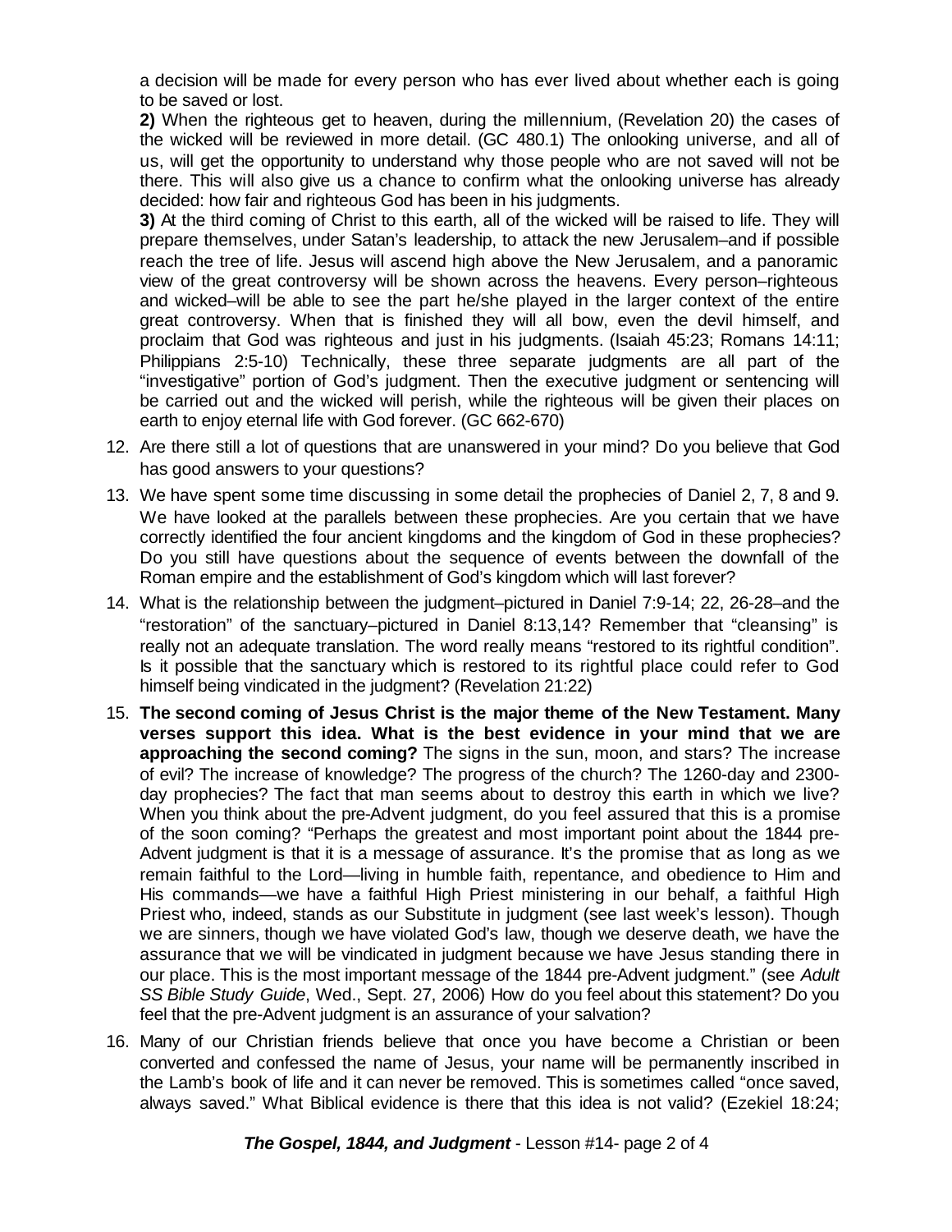a decision will be made for every person who has ever lived about whether each is going to be saved or lost.

**2)** When the righteous get to heaven, during the millennium, (Revelation 20) the cases of the wicked will be reviewed in more detail. (GC 480.1) The onlooking universe, and all of us, will get the opportunity to understand why those people who are not saved will not be there. This will also give us a chance to confirm what the onlooking universe has already decided: how fair and righteous God has been in his judgments.

**3)** At the third coming of Christ to this earth, all of the wicked will be raised to life. They will prepare themselves, under Satan's leadership, to attack the new Jerusalem–and if possible reach the tree of life. Jesus will ascend high above the New Jerusalem, and a panoramic view of the great controversy will be shown across the heavens. Every person–righteous and wicked–will be able to see the part he/she played in the larger context of the entire great controversy. When that is finished they will all bow, even the devil himself, and proclaim that God was righteous and just in his judgments. (Isaiah 45:23; Romans 14:11; Philippians 2:5-10) Technically, these three separate judgments are all part of the "investigative" portion of God's judgment. Then the executive judgment or sentencing will be carried out and the wicked will perish, while the righteous will be given their places on earth to enjoy eternal life with God forever. (GC 662-670)

12. Are there still a lot of questions that are unanswered in your mind? Do you believe that God has good answers to your questions?
13. We have spent some time discussing in some detail the prophecies of Daniel 2, 7, 8 and 9. We have looked at the parallels between these prophecies. Are you certain that we have correctly identified the four ancient kingdoms and the kingdom of God in these prophecies? Do you still have questions about the sequence of events between the downfall of the Roman empire and the establishment of God's kingdom which will last forever?
14. What is the relationship between the judgment–pictured in Daniel 7:9-14; 22, 26-28–and the "restoration" of the sanctuary–pictured in Daniel 8:13,14? Remember that "cleansing" is really not an adequate translation. The word really means "restored to its rightful condition". Is it possible that the sanctuary which is restored to its rightful place could refer to God himself being vindicated in the judgment? (Revelation 21:22)
15. **The second coming of Jesus Christ is the major theme of the New Testament. Many verses support this idea. What is the best evidence in your mind that we are approaching the second coming?** The signs in the sun, moon, and stars? The increase of evil? The increase of knowledge? The progress of the church? The 1260-day and 2300-day prophecies? The fact that man seems about to destroy this earth in which we live? When you think about the pre-Advent judgment, do you feel assured that this is a promise of the soon coming? "Perhaps the greatest and most important point about the 1844 pre-Advent judgment is that it is a message of assurance. It's the promise that as long as we remain faithful to the Lord—living in humble faith, repentance, and obedience to Him and His commands—we have a faithful High Priest ministering in our behalf, a faithful High Priest who, indeed, stands as our Substitute in judgment (see last week's lesson). Though we are sinners, though we have violated God's law, though we deserve death, we have the assurance that we will be vindicated in judgment because we have Jesus standing there in our place. This is the most important message of the 1844 pre-Advent judgment." (see *Adult SS Bible Study Guide*, Wed., Sept. 27, 2006) How do you feel about this statement? Do you feel that the pre-Advent judgment is an assurance of your salvation?
16. Many of our Christian friends believe that once you have become a Christian or been converted and confessed the name of Jesus, your name will be permanently inscribed in the Lamb's book of life and it can never be removed. This is sometimes called "once saved, always saved." What Biblical evidence is there that this idea is not valid? (Ezekiel 18:24;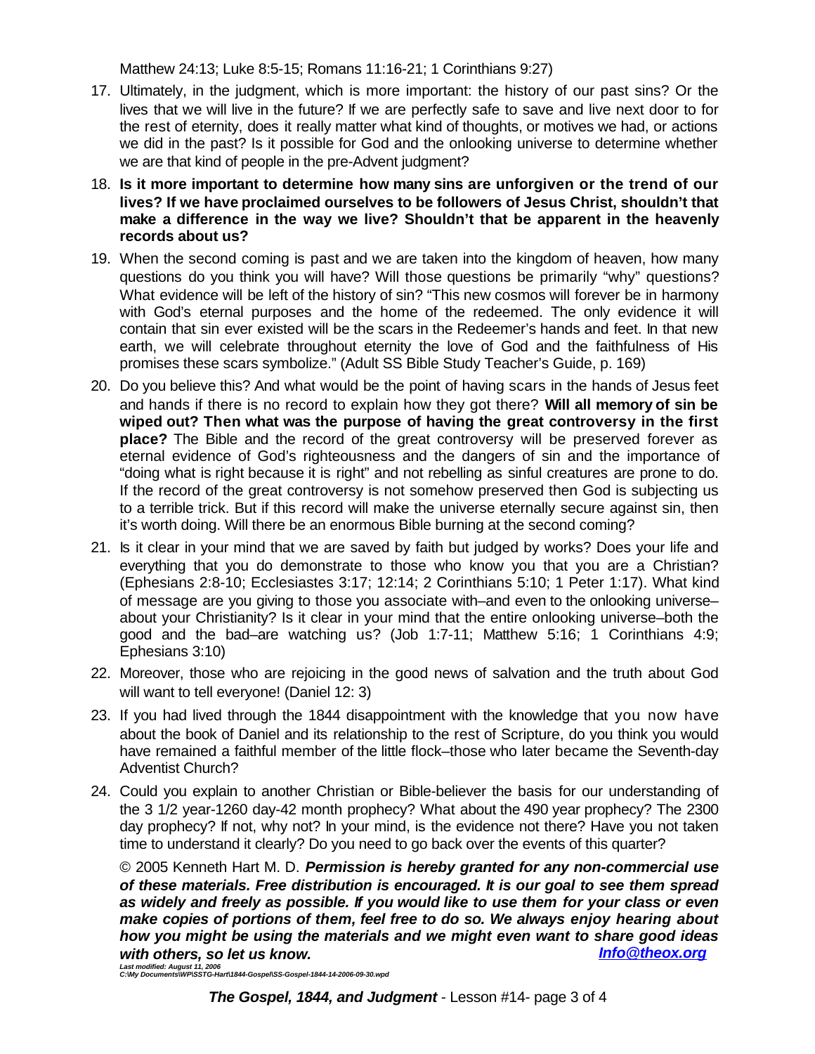Matthew 24:13; Luke 8:5-15; Romans 11:16-21; 1 Corinthians 9:27)

17. Ultimately, in the judgment, which is more important: the history of our past sins? Or the lives that we will live in the future? If we are perfectly safe to save and live next door to for the rest of eternity, does it really matter what kind of thoughts, or motives we had, or actions we did in the past? Is it possible for God and the onlooking universe to determine whether we are that kind of people in the pre-Advent judgment?
18. **Is it more important to determine how many sins are unforgiven or the trend of our lives? If we have proclaimed ourselves to be followers of Jesus Christ, shouldn't that make a difference in the way we live? Shouldn't that be apparent in the heavenly records about us?**
19. When the second coming is past and we are taken into the kingdom of heaven, how many questions do you think you will have? Will those questions be primarily "why" questions? What evidence will be left of the history of sin? "This new cosmos will forever be in harmony with God's eternal purposes and the home of the redeemed. The only evidence it will contain that sin ever existed will be the scars in the Redeemer's hands and feet. In that new earth, we will celebrate throughout eternity the love of God and the faithfulness of His promises these scars symbolize." (Adult SS Bible Study Teacher's Guide, p. 169)
20. Do you believe this? And what would be the point of having scars in the hands of Jesus feet and hands if there is no record to explain how they got there? **Will all memory of sin be wiped out? Then what was the purpose of having the great controversy in the first place?** The Bible and the record of the great controversy will be preserved forever as eternal evidence of God's righteousness and the dangers of sin and the importance of "doing what is right because it is right" and not rebelling as sinful creatures are prone to do. If the record of the great controversy is not somehow preserved then God is subjecting us to a terrible trick. But if this record will make the universe eternally secure against sin, then it's worth doing. Will there be an enormous Bible burning at the second coming?
21. Is it clear in your mind that we are saved by faith but judged by works? Does your life and everything that you do demonstrate to those who know you that you are a Christian? (Ephesians 2:8-10; Ecclesiastes 3:17; 12:14; 2 Corinthians 5:10; 1 Peter 1:17). What kind of message are you giving to those you associate with–and even to the onlooking universe–about your Christianity? Is it clear in your mind that the entire onlooking universe–both the good and the bad–are watching us? (Job 1:7-11; Matthew 5:16; 1 Corinthians 4:9; Ephesians 3:10)
22. Moreover, those who are rejoicing in the good news of salvation and the truth about God will want to tell everyone! (Daniel 12: 3)
23. If you had lived through the 1844 disappointment with the knowledge that you now have about the book of Daniel and its relationship to the rest of Scripture, do you think you would have remained a faithful member of the little flock–those who later became the Seventh-day Adventist Church?
24. Could you explain to another Christian or Bible-believer the basis for our understanding of the 3 1/2 year-1260 day-42 month prophecy? What about the 490 year prophecy? The 2300 day prophecy? If not, why not? In your mind, is the evidence not there? Have you not taken time to understand it clearly? Do you need to go back over the events of this quarter?

© 2005 Kenneth Hart M. D. ***Permission is hereby granted for any non-commercial use of these materials. Free distribution is encouraged. It is our goal to see them spread as widely and freely as possible. If you would like to use them for your class or even make copies of portions of them, feel free to do so. We always enjoy hearing about how you might be using the materials and we might even want to share good ideas with others, so let us know.*** ***Info@theox.org***

*Last modified: August 11, 2006*
*C:\My Documents\WP\SSTG-Hart\1844-Gospel\SS-Gospel-1844-14-2006-09-30.wpd*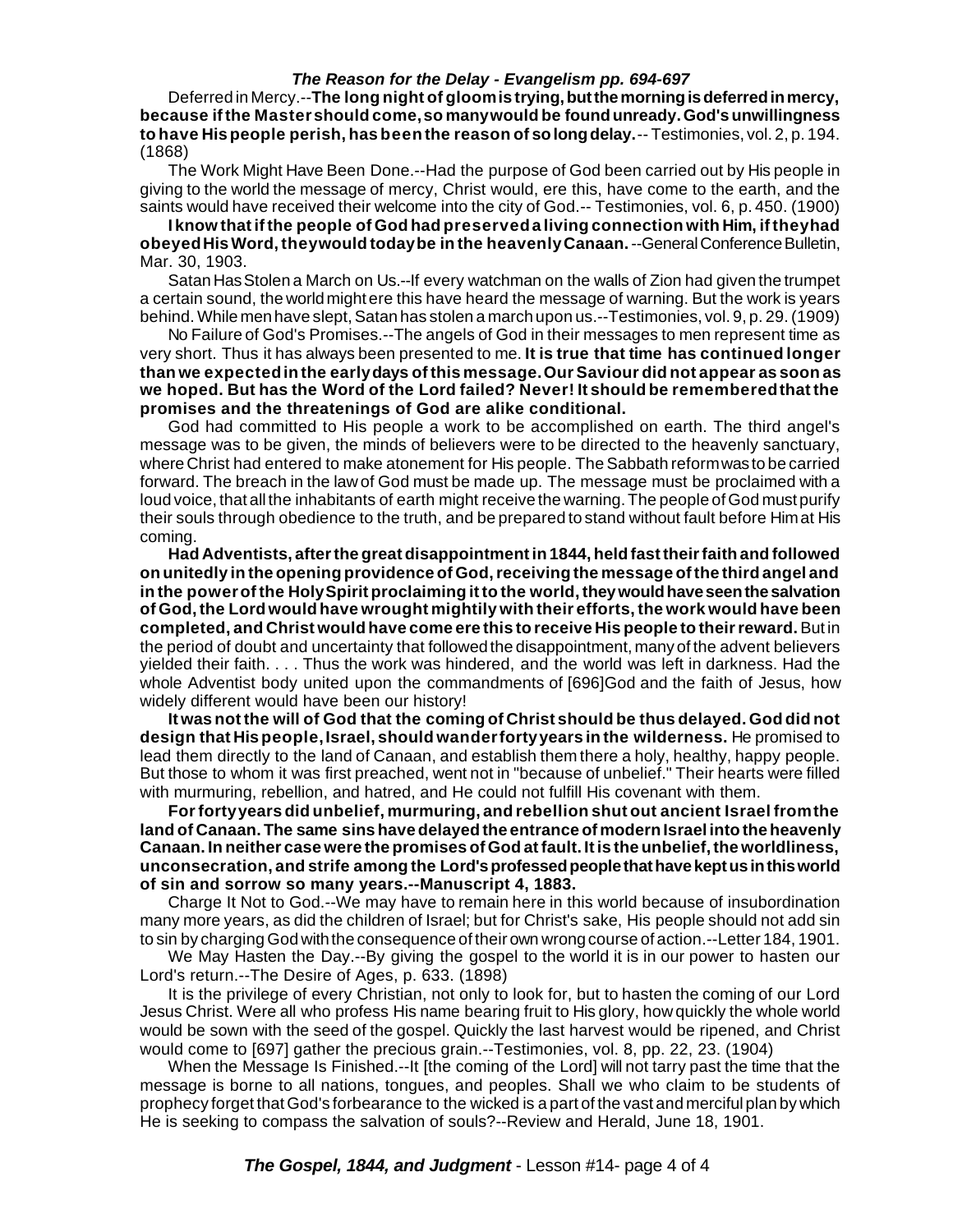***The Reason for the Delay - Evangelism pp. 694-697***

Deferred in Mercy.--**The long night of gloom is trying, but the morning is deferred in mercy, because if the Master should come, so many would be found unready. God's unwillingness to have His people perish, has been the reason of so long delay.**-- Testimonies, vol. 2, p. 194. (1868)

The Work Might Have Been Done.--Had the purpose of God been carried out by His people in giving to the world the message of mercy, Christ would, ere this, have come to the earth, and the saints would have received their welcome into the city of God.-- Testimonies, vol. 6, p. 450. (1900)

**I know that if the people of God had preserved a living connection with Him, if they had obeyed His Word, they would today be in the heavenly Canaan.** --General Conference Bulletin, Mar. 30, 1903.

Satan Has Stolen a March on Us.--If every watchman on the walls of Zion had given the trumpet a certain sound, the world might ere this have heard the message of warning. But the work is years behind. While men have slept, Satan has stolen a march upon us.--Testimonies, vol. 9, p. 29. (1909)

No Failure of God's Promises.--The angels of God in their messages to men represent time as very short. Thus it has always been presented to me. **It is true that time has continued longer than we expected in the early days of this message. Our Saviour did not appear as soon as we hoped. But has the Word of the Lord failed? Never! It should be remembered that the promises and the threatenings of God are alike conditional.**

God had committed to His people a work to be accomplished on earth. The third angel's message was to be given, the minds of believers were to be directed to the heavenly sanctuary, where Christ had entered to make atonement for His people. The Sabbath reform was to be carried forward. The breach in the law of God must be made up. The message must be proclaimed with a loud voice, that all the inhabitants of earth might receive the warning. The people of God must purify their souls through obedience to the truth, and be prepared to stand without fault before Him at His coming.

**Had Adventists, after the great disappointment in 1844, held fast their faith and followed on unitedly in the opening providence of God, receiving the message of the third angel and in the power of the Holy Spirit proclaiming it to the world, they would have seen the salvation of God, the Lord would have wrought mightily with their efforts, the work would have been completed, and Christ would have come ere this to receive His people to their reward.** But in the period of doubt and uncertainty that followed the disappointment, many of the advent believers yielded their faith. . . . Thus the work was hindered, and the world was left in darkness. Had the whole Adventist body united upon the commandments of [696]God and the faith of Jesus, how widely different would have been our history!

**It was not the will of God that the coming of Christ should be thus delayed. God did not design that His people, Israel, should wander forty years in the wilderness.** He promised to lead them directly to the land of Canaan, and establish them there a holy, healthy, happy people. But those to whom it was first preached, went not in "because of unbelief." Their hearts were filled with murmuring, rebellion, and hatred, and He could not fulfill His covenant with them.

**For forty years did unbelief, murmuring, and rebellion shut out ancient Israel from the land of Canaan. The same sins have delayed the entrance of modern Israel into the heavenly Canaan. In neither case were the promises of God at fault. It is the unbelief, the worldliness, unconsecration, and strife among the Lord's professed people that have kept us in this world of sin and sorrow so many years.--Manuscript 4, 1883.**

Charge It Not to God.--We may have to remain here in this world because of insubordination many more years, as did the children of Israel; but for Christ's sake, His people should not add sin to sin by charging God with the consequence of their own wrong course of action.--Letter 184, 1901.

We May Hasten the Day.--By giving the gospel to the world it is in our power to hasten our Lord's return.--The Desire of Ages, p. 633. (1898)

It is the privilege of every Christian, not only to look for, but to hasten the coming of our Lord Jesus Christ. Were all who profess His name bearing fruit to His glory, how quickly the whole world would be sown with the seed of the gospel. Quickly the last harvest would be ripened, and Christ would come to [697] gather the precious grain.--Testimonies, vol. 8, pp. 22, 23. (1904)

When the Message Is Finished.--It [the coming of the Lord] will not tarry past the time that the message is borne to all nations, tongues, and peoples. Shall we who claim to be students of prophecy forget that God's forbearance to the wicked is a part of the vast and merciful plan by which He is seeking to compass the salvation of souls?--Review and Herald, June 18, 1901.